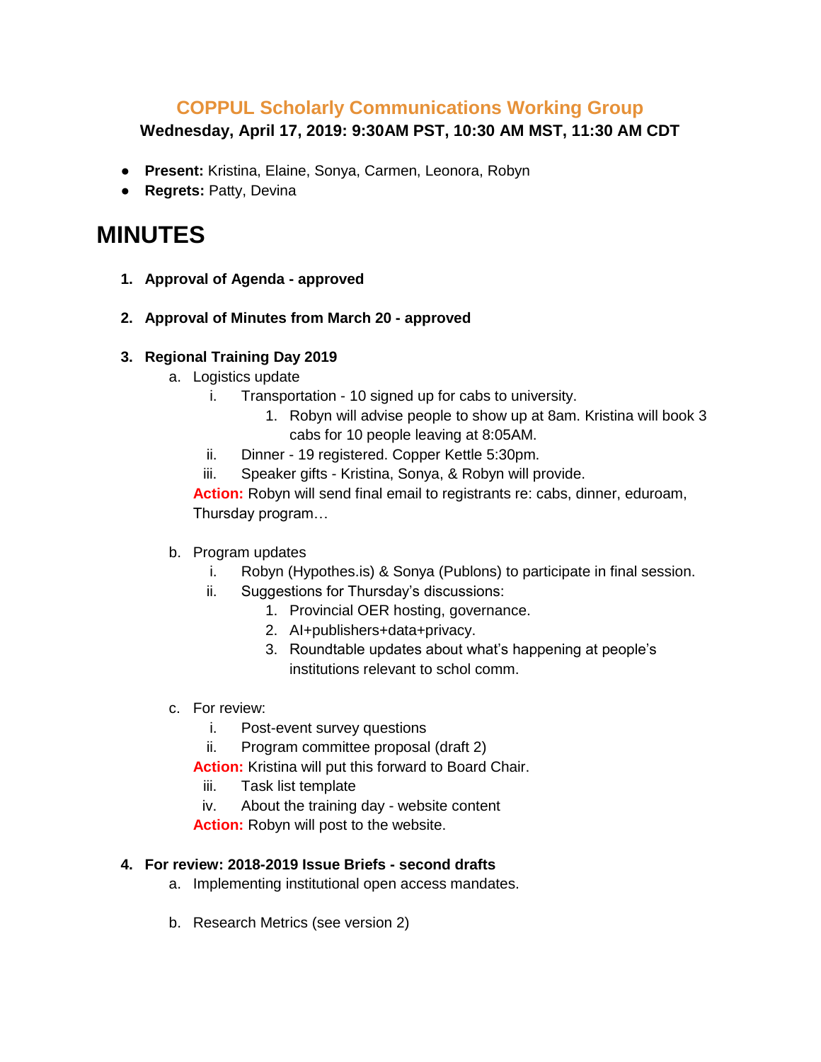## COPPUL Scholarly Communications Working Group

**Wednesday, April 17, 2019: 9:30AM PST, 10:30 AM MST, 11:30 AM CDT**

- **Present:** Kristina, Elaine, Sonya, Carmen, Leonora, Robyn
- **Regrets:** Patty, Devina

# MINUTES

1. **Approval of Agenda - approved**

2. **Approval of Minutes from March 20 - approved**

3. **Regional Training Day 2019**
   a. Logistics update
      i. Transportation - 10 signed up for cabs to university.
         1. Robyn will advise people to show up at 8am. Kristina will book 3 cabs for 10 people leaving at 8:05AM.
      ii. Dinner - 19 registered. Copper Kettle 5:30pm.
      iii. Speaker gifts - Kristina, Sonya, & Robyn will provide.

   **Action:** Robyn will send final email to registrants re: cabs, dinner, eduroam, Thursday program…

   b. Program updates
      i. Robyn (Hypothes.is) & Sonya (Publons) to participate in final session.
      ii. Suggestions for Thursday's discussions:
         1. Provincial OER hosting, governance.
         2. AI+publishers+data+privacy.
         3. Roundtable updates about what's happening at people's institutions relevant to schol comm.

   c. For review:
      i. Post-event survey questions
      ii. Program committee proposal (draft 2)

   **Action:** Kristina will put this forward to Board Chair.

      iii. Task list template
      iv. About the training day - website content

   **Action:** Robyn will post to the website.

4. **For review: 2018-2019 Issue Briefs - second drafts**
   a. Implementing institutional open access mandates.

   b. Research Metrics (see version 2)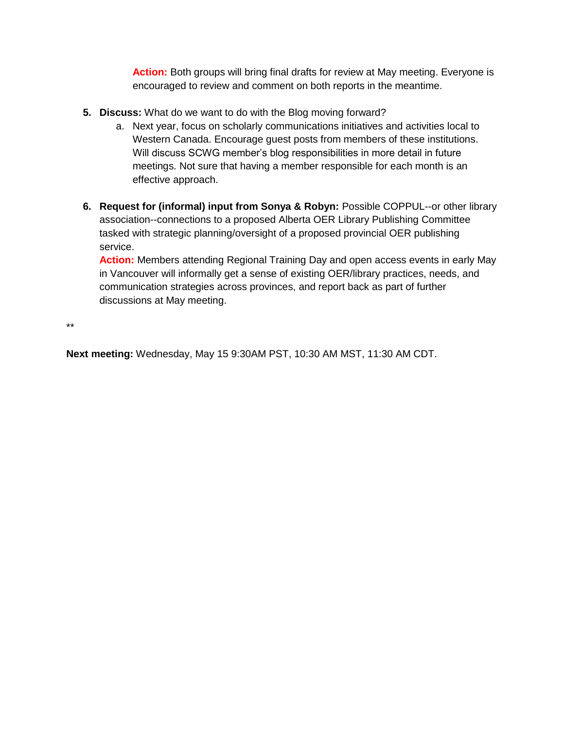**Action:** Both groups will bring final drafts for review at May meeting. Everyone is encouraged to review and comment on both reports in the meantime.

5. **Discuss:** What do we want to do with the Blog moving forward?
   a. Next year, focus on scholarly communications initiatives and activities local to Western Canada. Encourage guest posts from members of these institutions. Will discuss SCWG member's blog responsibilities in more detail in future meetings. Not sure that having a member responsible for each month is an effective approach.

6. **Request for (informal) input from Sonya & Robyn:** Possible COPPUL--or other library association--connections to a proposed Alberta OER Library Publishing Committee tasked with strategic planning/oversight of a proposed provincial OER publishing service.
   **Action:** Members attending Regional Training Day and open access events in early May in Vancouver will informally get a sense of existing OER/library practices, needs, and communication strategies across provinces, and report back as part of further discussions at May meeting.

**

**Next meeting:** Wednesday, May 15 9:30AM PST, 10:30 AM MST, 11:30 AM CDT.